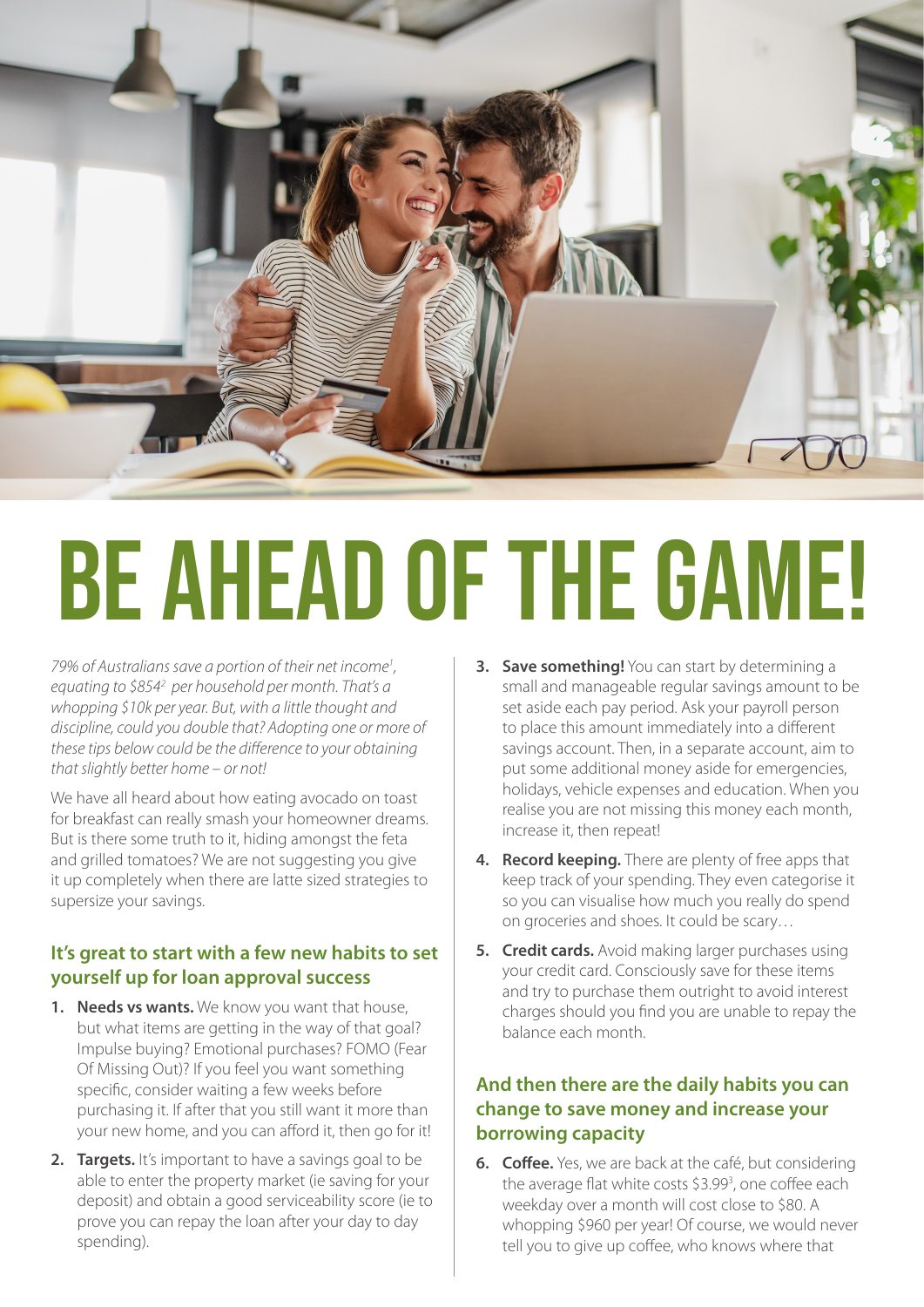# BE AHEAD OF THE GAME!

*79% of Australians save a portion of their net income[1], equating to $854[2] per household per month. That's a whopping $10k per year. But, with a little thought and discipline, could you double that? Adopting one or more of these tips below could be the difference to your obtaining that slightly better home – or not!*

We have all heard about how eating avocado on toast for breakfast can really smash your homeowner dreams. But is there some truth to it, hiding amongst the feta and grilled tomatoes? We are not suggesting you give it up completely when there are latte sized strategies to supersize your savings.

## It's great to start with a few new habits to set yourself up for loan approval success

1. **Needs vs wants.** We know you want that house, but what items are getting in the way of that goal? Impulse buying? Emotional purchases? FOMO (Fear Of Missing Out)? If you feel you want something specific, consider waiting a few weeks before purchasing it. If after that you still want it more than your new home, and you can afford it, then go for it!
2. **Targets.** It's important to have a savings goal to be able to enter the property market (ie saving for your deposit) and obtain a good serviceability score (ie to prove you can repay the loan after your day to day spending).
3. **Save something!** You can start by determining a small and manageable regular savings amount to be set aside each pay period. Ask your payroll person to place this amount immediately into a different savings account. Then, in a separate account, aim to put some additional money aside for emergencies, holidays, vehicle expenses and education. When you realise you are not missing this money each month, increase it, then repeat!
4. **Record keeping.** There are plenty of free apps that keep track of your spending. They even categorise it so you can visualise how much you really do spend on groceries and shoes. It could be scary…
5. **Credit cards.** Avoid making larger purchases using your credit card. Consciously save for these items and try to purchase them outright to avoid interest charges should you find you are unable to repay the balance each month.

## And then there are the daily habits you can change to save money and increase your borrowing capacity

6. **Coffee.** Yes, we are back at the café, but considering the average flat white costs $3.99[3], one coffee each weekday over a month will cost close to $80. A whopping $960 per year! Of course, we would never tell you to give up coffee, who knows where that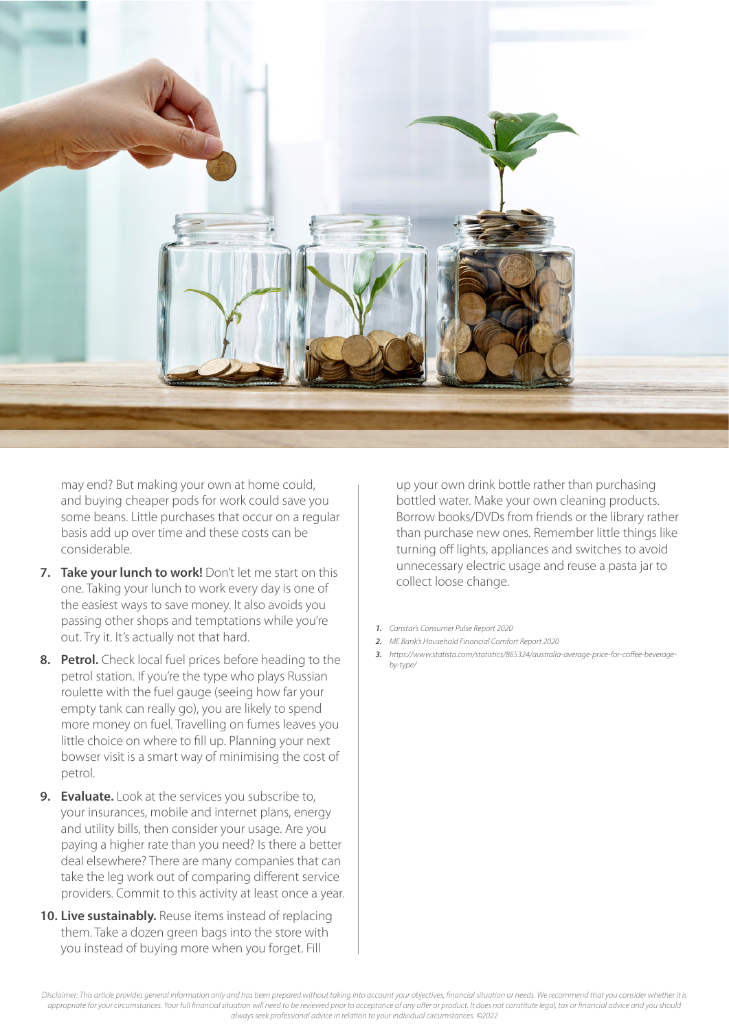may end? But making your own at home could, and buying cheaper pods for work could save you some beans. Little purchases that occur on a regular basis add up over time and these costs can be considerable.

7. **Take your lunch to work!** Don't let me start on this one. Taking your lunch to work every day is one of the easiest ways to save money. It also avoids you passing other shops and temptations while you're out. Try it. It's actually not that hard.
8. **Petrol.** Check local fuel prices before heading to the petrol station. If you're the type who plays Russian roulette with the fuel gauge (seeing how far your empty tank can really go), you are likely to spend more money on fuel. Travelling on fumes leaves you little choice on where to fill up. Planning your next bowser visit is a smart way of minimising the cost of petrol.
9. **Evaluate.** Look at the services you subscribe to, your insurances, mobile and internet plans, energy and utility bills, then consider your usage. Are you paying a higher rate than you need? Is there a better deal elsewhere? There are many companies that can take the leg work out of comparing different service providers. Commit to this activity at least once a year.
10. **Live sustainably.** Reuse items instead of replacing them. Take a dozen green bags into the store with you instead of buying more when you forget. Fill up your own drink bottle rather than purchasing bottled water. Make your own cleaning products. Borrow books/DVDs from friends or the library rather than purchase new ones. Remember little things like turning off lights, appliances and switches to avoid unnecessary electric usage and reuse a pasta jar to collect loose change.

1. *Canstar's Consumer Pulse Report 2020*
2. *ME Bank's Household Financial Comfort Report 2020*
3. *https://www.statista.com/statistics/865324/australia-average-price-for-coffee-beverage-by-type/*

*Disclaimer: This article provides general information only and has been prepared without taking into account your objectives, financial situation or needs. We recommend that you consider whether it is appropriate for your circumstances. Your full financial situation will need to be reviewed prior to acceptance of any offer or product. It does not constitute legal, tax or financial advice and you should always seek professional advice in relation to your individual circumstances. ©2022*